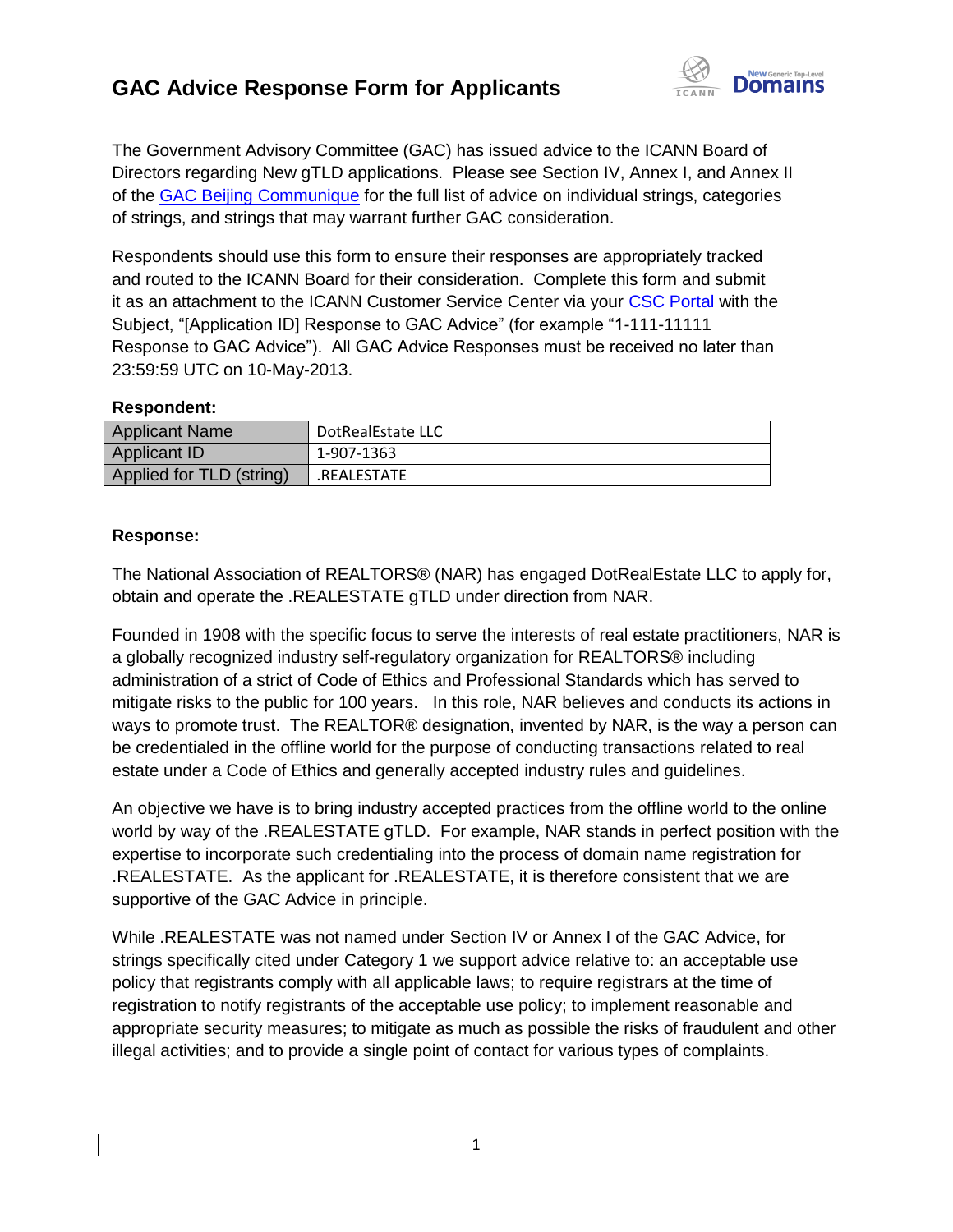# GAC Advice Response Form for Applicants

The Government Advisory Committee (GAC) has issued advice to the ICANN Board of Directors regarding New gTLD applications. Please see Section IV, Annex I, and Annex II of the GAC Beijing Communique for the full list of advice on individual strings, categories of strings, and strings that may warrant further GAC consideration.

Respondents should use this form to ensure their responses are appropriately tracked and routed to the ICANN Board for their consideration. Complete this form and submit it as an attachment to the ICANN Customer Service Center via your CSC Portal with the Subject, "[Application ID] Response to GAC Advice" (for example "1-111-11111 Response to GAC Advice"). All GAC Advice Responses must be received no later than 23:59:59 UTC on 10-May-2013.

**Respondent:**

| Applicant Name | DotRealEstate LLC |
|---|---|
| Applicant ID | 1-907-1363 |
| Applied for TLD (string) | .REALESTATE |

**Response:**

The National Association of REALTORS® (NAR) has engaged DotRealEstate LLC to apply for, obtain and operate the .REALESTATE gTLD under direction from NAR.

Founded in 1908 with the specific focus to serve the interests of real estate practitioners, NAR is a globally recognized industry self-regulatory organization for REALTORS® including administration of a strict of Code of Ethics and Professional Standards which has served to mitigate risks to the public for 100 years. In this role, NAR believes and conducts its actions in ways to promote trust. The REALTOR® designation, invented by NAR, is the way a person can be credentialed in the offline world for the purpose of conducting transactions related to real estate under a Code of Ethics and generally accepted industry rules and guidelines.

An objective we have is to bring industry accepted practices from the offline world to the online world by way of the .REALESTATE gTLD. For example, NAR stands in perfect position with the expertise to incorporate such credentialing into the process of domain name registration for .REALESTATE. As the applicant for .REALESTATE, it is therefore consistent that we are supportive of the GAC Advice in principle.

While .REALESTATE was not named under Section IV or Annex I of the GAC Advice, for strings specifically cited under Category 1 we support advice relative to: an acceptable use policy that registrants comply with all applicable laws; to require registrars at the time of registration to notify registrants of the acceptable use policy; to implement reasonable and appropriate security measures; to mitigate as much as possible the risks of fraudulent and other illegal activities; and to provide a single point of contact for various types of complaints.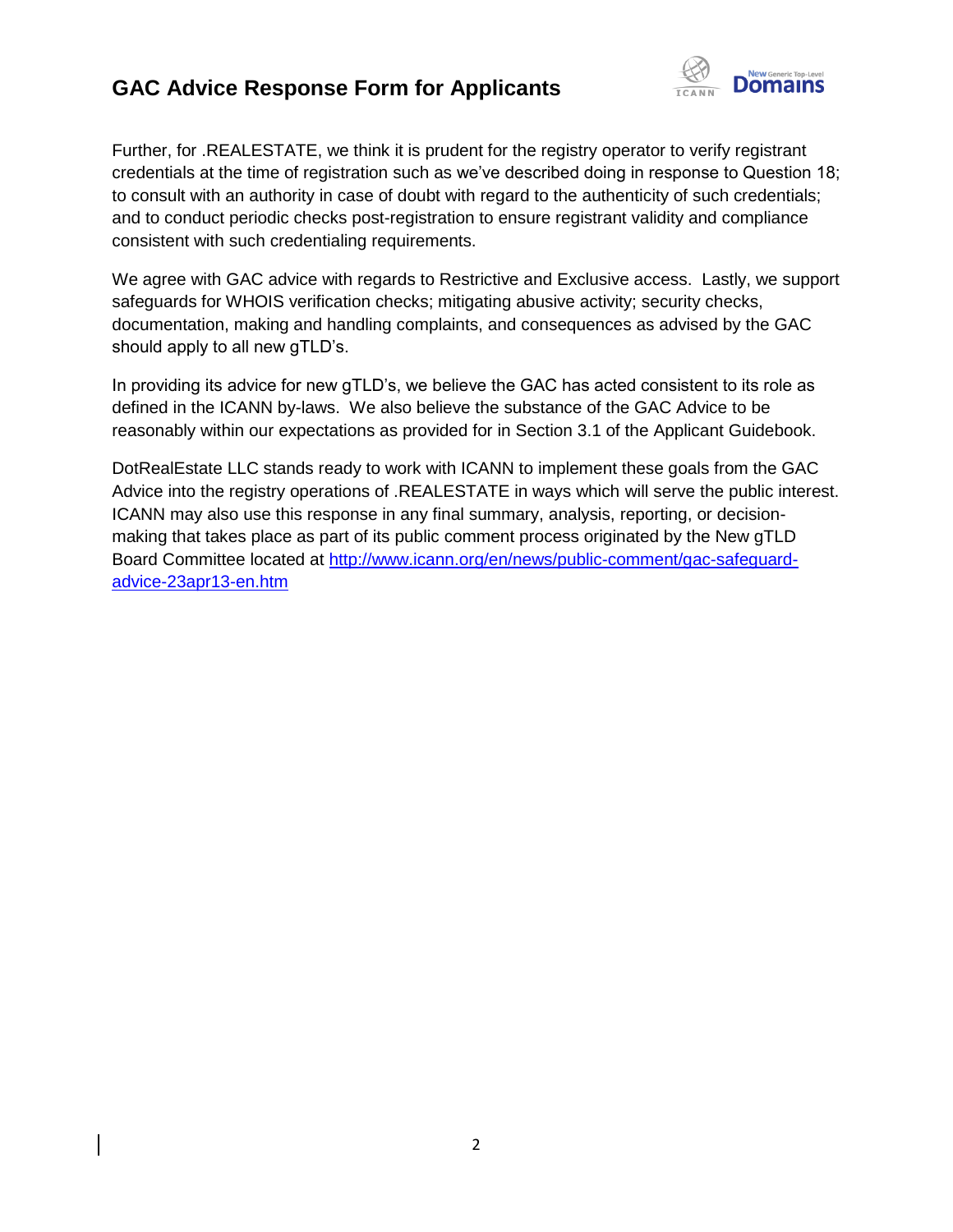Further, for .REALESTATE, we think it is prudent for the registry operator to verify registrant credentials at the time of registration such as we've described doing in response to Question 18; to consult with an authority in case of doubt with regard to the authenticity of such credentials; and to conduct periodic checks post-registration to ensure registrant validity and compliance consistent with such credentialing requirements.

We agree with GAC advice with regards to Restrictive and Exclusive access. Lastly, we support safeguards for WHOIS verification checks; mitigating abusive activity; security checks, documentation, making and handling complaints, and consequences as advised by the GAC should apply to all new gTLD's.

In providing its advice for new gTLD's, we believe the GAC has acted consistent to its role as defined in the ICANN by-laws. We also believe the substance of the GAC Advice to be reasonably within our expectations as provided for in Section 3.1 of the Applicant Guidebook.

DotRealEstate LLC stands ready to work with ICANN to implement these goals from the GAC Advice into the registry operations of .REALESTATE in ways which will serve the public interest. ICANN may also use this response in any final summary, analysis, reporting, or decision-making that takes place as part of its public comment process originated by the New gTLD Board Committee located at [http://www.icann.org/en/news/public-comment/gac-safeguard-advice-23apr13-en.htm](http://www.icann.org/en/news/public-comment/gac-safeguard-advice-23apr13-en.htm)